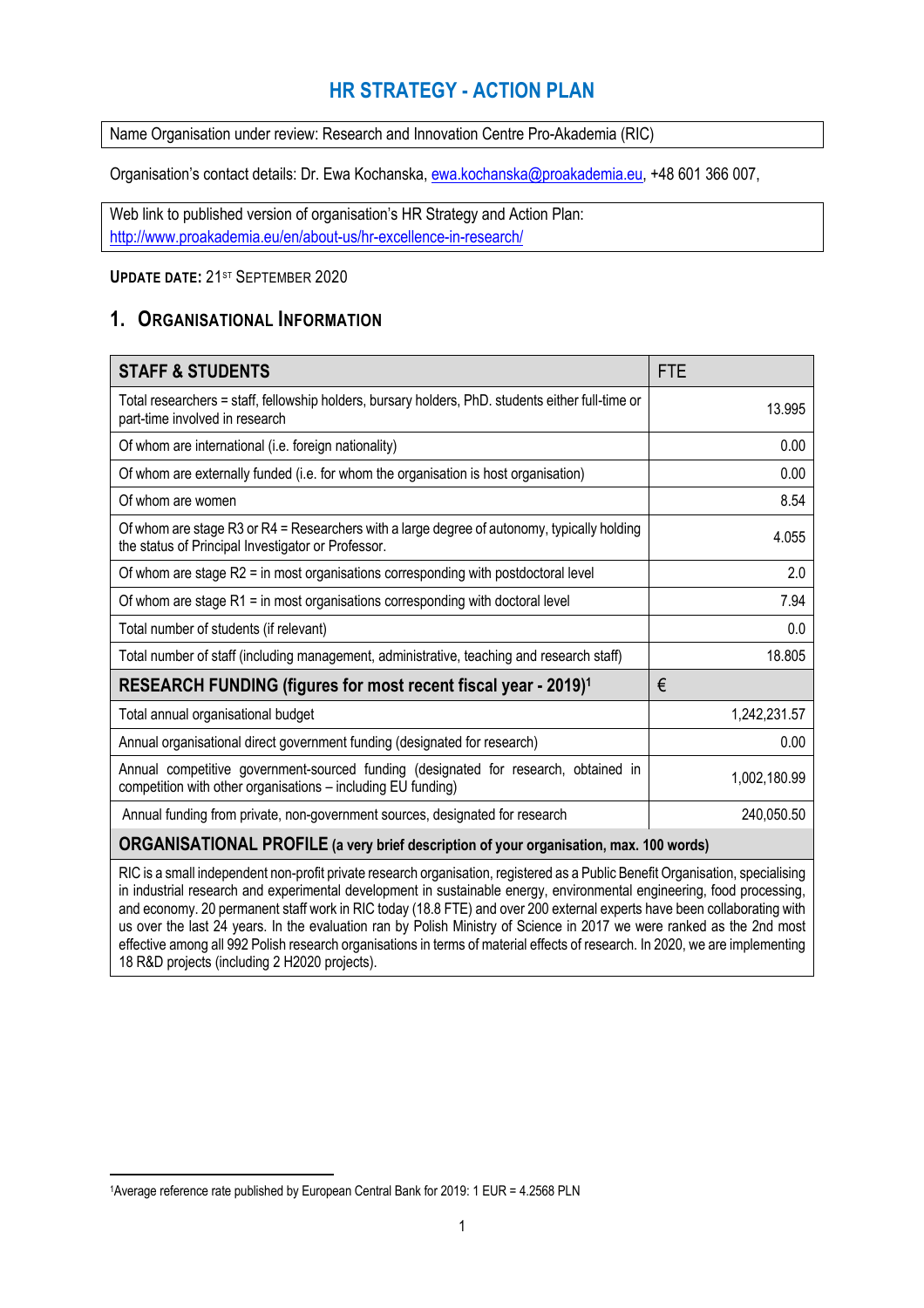# HR STRATEGY - ACTION PLAN

| Name Organisation under review: Research and Innovation Centre Pro-Akademia (RIC) |
|---|

Organisation's contact details: Dr. Ewa Kochanska, ewa.kochanska@proakademia.eu, +48 601 366 007,

| Web link to published version of organisation's HR Strategy and Action Plan: http://www.proakademia.eu/en/about-us/hr-excellence-in-research/ |
|---|

**UPDATE DATE:** 21ST SEPTEMBER 2020

## 1. ORGANISATIONAL INFORMATION

| STAFF & STUDENTS | FTE |
|---|---|
| Total researchers = staff, fellowship holders, bursary holders, PhD. students either full-time or part-time involved in research | 13.995 |
| Of whom are international (i.e. foreign nationality) | 0.00 |
| Of whom are externally funded (i.e. for whom the organisation is host organisation) | 0.00 |
| Of whom are women | 8.54 |
| Of whom are stage R3 or R4 = Researchers with a large degree of autonomy, typically holding the status of Principal Investigator or Professor. | 4.055 |
| Of whom are stage R2 = in most organisations corresponding with postdoctoral level | 2.0 |
| Of whom are stage R1 = in most organisations corresponding with doctoral level | 7.94 |
| Total number of students (if relevant) | 0.0 |
| Total number of staff (including management, administrative, teaching and research staff) | 18.805 |
| **RESEARCH FUNDING (figures for most recent fiscal year - 2019)**[1] | **€** |
| Total annual organisational budget | 1,242,231.57 |
| Annual organisational direct government funding (designated for research) | 0.00 |
| Annual competitive government-sourced funding (designated for research, obtained in competition with other organisations – including EU funding) | 1,002,180.99 |
| Annual funding from private, non-government sources, designated for research | 240,050.50 |
| **ORGANISATIONAL PROFILE** (a very brief description of your organisation, max. 100 words) | |
| RIC is a small independent non-profit private research organisation, registered as a Public Benefit Organisation, specialising in industrial research and experimental development in sustainable energy, environmental engineering, food processing, and economy. 20 permanent staff work in RIC today (18.8 FTE) and over 200 external experts have been collaborating with us over the last 24 years. In the evaluation ran by Polish Ministry of Science in 2017 we were ranked as the 2nd most effective among all 992 Polish research organisations in terms of material effects of research. In 2020, we are implementing 18 R&D projects (including 2 H2020 projects). | |

[1] Average reference rate published by European Central Bank for 2019: 1 EUR = 4.2568 PLN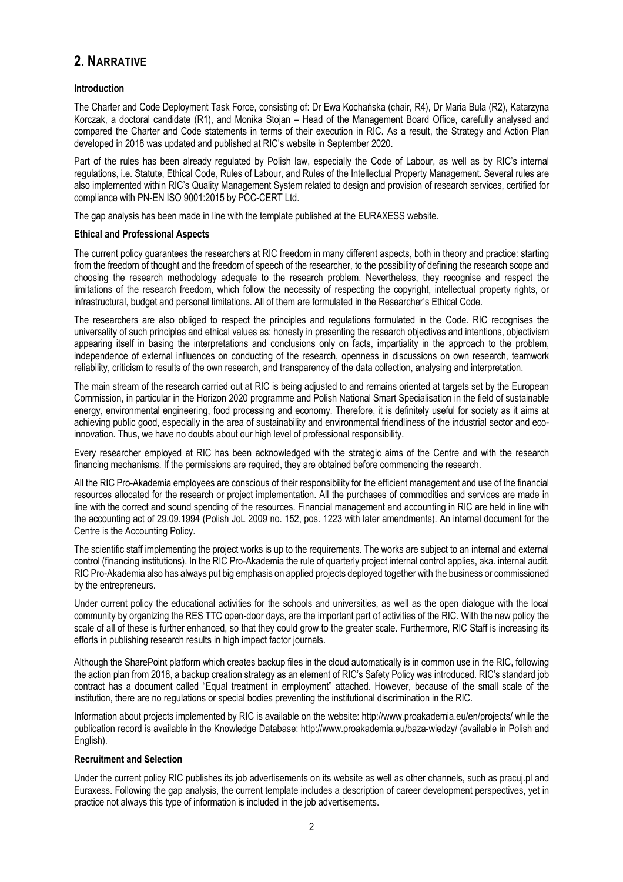## 2. NARRATIVE

**Introduction**

The Charter and Code Deployment Task Force, consisting of: Dr Ewa Kochańska (chair, R4), Dr Maria Buła (R2), Katarzyna Korczak, a doctoral candidate (R1), and Monika Stojan – Head of the Management Board Office, carefully analysed and compared the Charter and Code statements in terms of their execution in RIC. As a result, the Strategy and Action Plan developed in 2018 was updated and published at RIC's website in September 2020.

Part of the rules has been already regulated by Polish law, especially the Code of Labour, as well as by RIC's internal regulations, i.e. Statute, Ethical Code, Rules of Labour, and Rules of the Intellectual Property Management. Several rules are also implemented within RIC's Quality Management System related to design and provision of research services, certified for compliance with PN-EN ISO 9001:2015 by PCC-CERT Ltd.

The gap analysis has been made in line with the template published at the EURAXESS website.

**Ethical and Professional Aspects**

The current policy guarantees the researchers at RIC freedom in many different aspects, both in theory and practice: starting from the freedom of thought and the freedom of speech of the researcher, to the possibility of defining the research scope and choosing the research methodology adequate to the research problem. Nevertheless, they recognise and respect the limitations of the research freedom, which follow the necessity of respecting the copyright, intellectual property rights, or infrastructural, budget and personal limitations. All of them are formulated in the Researcher's Ethical Code.

The researchers are also obliged to respect the principles and regulations formulated in the Code. RIC recognises the universality of such principles and ethical values as: honesty in presenting the research objectives and intentions, objectivism appearing itself in basing the interpretations and conclusions only on facts, impartiality in the approach to the problem, independence of external influences on conducting of the research, openness in discussions on own research, teamwork reliability, criticism to results of the own research, and transparency of the data collection, analysing and interpretation.

The main stream of the research carried out at RIC is being adjusted to and remains oriented at targets set by the European Commission, in particular in the Horizon 2020 programme and Polish National Smart Specialisation in the field of sustainable energy, environmental engineering, food processing and economy. Therefore, it is definitely useful for society as it aims at achieving public good, especially in the area of sustainability and environmental friendliness of the industrial sector and eco-innovation. Thus, we have no doubts about our high level of professional responsibility.

Every researcher employed at RIC has been acknowledged with the strategic aims of the Centre and with the research financing mechanisms. If the permissions are required, they are obtained before commencing the research.

All the RIC Pro-Akademia employees are conscious of their responsibility for the efficient management and use of the financial resources allocated for the research or project implementation. All the purchases of commodities and services are made in line with the correct and sound spending of the resources. Financial management and accounting in RIC are held in line with the accounting act of 29.09.1994 (Polish JoL 2009 no. 152, pos. 1223 with later amendments). An internal document for the Centre is the Accounting Policy.

The scientific staff implementing the project works is up to the requirements. The works are subject to an internal and external control (financing institutions). In the RIC Pro-Akademia the rule of quarterly project internal control applies, aka. internal audit. RIC Pro-Akademia also has always put big emphasis on applied projects deployed together with the business or commissioned by the entrepreneurs.

Under current policy the educational activities for the schools and universities, as well as the open dialogue with the local community by organizing the RES TTC open-door days, are the important part of activities of the RIC. With the new policy the scale of all of these is further enhanced, so that they could grow to the greater scale. Furthermore, RIC Staff is increasing its efforts in publishing research results in high impact factor journals.

Although the SharePoint platform which creates backup files in the cloud automatically is in common use in the RIC, following the action plan from 2018, a backup creation strategy as an element of RIC's Safety Policy was introduced. RIC's standard job contract has a document called "Equal treatment in employment" attached. However, because of the small scale of the institution, there are no regulations or special bodies preventing the institutional discrimination in the RIC.

Information about projects implemented by RIC is available on the website: http://www.proakademia.eu/en/projects/ while the publication record is available in the Knowledge Database: http://www.proakademia.eu/baza-wiedzy/ (available in Polish and English).

**Recruitment and Selection**

Under the current policy RIC publishes its job advertisements on its website as well as other channels, such as pracuj.pl and Euraxess. Following the gap analysis, the current template includes a description of career development perspectives, yet in practice not always this type of information is included in the job advertisements.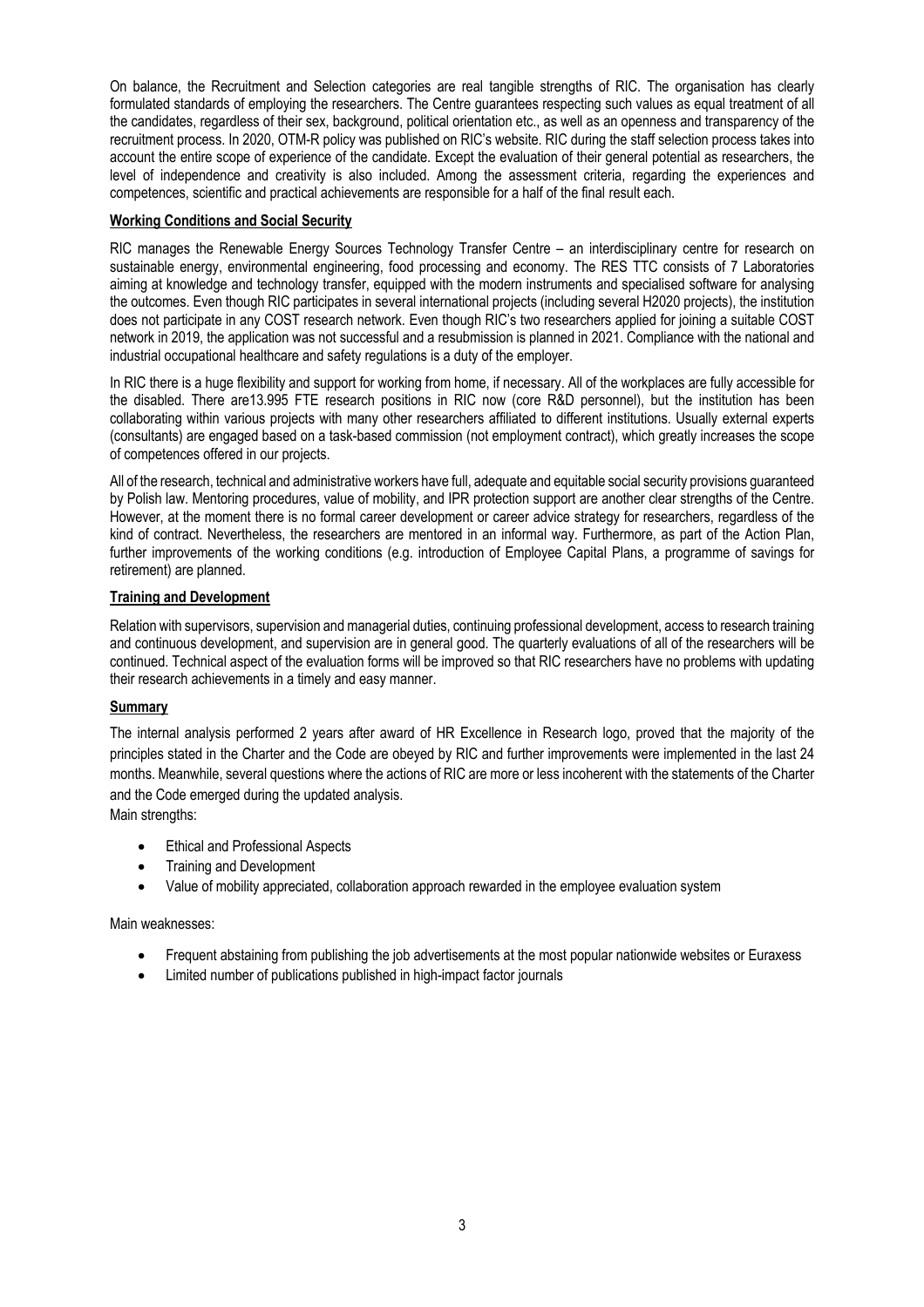On balance, the Recruitment and Selection categories are real tangible strengths of RIC. The organisation has clearly formulated standards of employing the researchers. The Centre guarantees respecting such values as equal treatment of all the candidates, regardless of their sex, background, political orientation etc., as well as an openness and transparency of the recruitment process. In 2020, OTM-R policy was published on RIC's website. RIC during the staff selection process takes into account the entire scope of experience of the candidate. Except the evaluation of their general potential as researchers, the level of independence and creativity is also included. Among the assessment criteria, regarding the experiences and competences, scientific and practical achievements are responsible for a half of the final result each.

**Working Conditions and Social Security**

RIC manages the Renewable Energy Sources Technology Transfer Centre – an interdisciplinary centre for research on sustainable energy, environmental engineering, food processing and economy. The RES TTC consists of 7 Laboratories aiming at knowledge and technology transfer, equipped with the modern instruments and specialised software for analysing the outcomes. Even though RIC participates in several international projects (including several H2020 projects), the institution does not participate in any COST research network. Even though RIC's two researchers applied for joining a suitable COST network in 2019, the application was not successful and a resubmission is planned in 2021. Compliance with the national and industrial occupational healthcare and safety regulations is a duty of the employer.

In RIC there is a huge flexibility and support for working from home, if necessary. All of the workplaces are fully accessible for the disabled. There are13.995 FTE research positions in RIC now (core R&D personnel), but the institution has been collaborating within various projects with many other researchers affiliated to different institutions. Usually external experts (consultants) are engaged based on a task-based commission (not employment contract), which greatly increases the scope of competences offered in our projects.

All of the research, technical and administrative workers have full, adequate and equitable social security provisions guaranteed by Polish law. Mentoring procedures, value of mobility, and IPR protection support are another clear strengths of the Centre. However, at the moment there is no formal career development or career advice strategy for researchers, regardless of the kind of contract. Nevertheless, the researchers are mentored in an informal way. Furthermore, as part of the Action Plan, further improvements of the working conditions (e.g. introduction of Employee Capital Plans, a programme of savings for retirement) are planned.

**Training and Development**

Relation with supervisors, supervision and managerial duties, continuing professional development, access to research training and continuous development, and supervision are in general good. The quarterly evaluations of all of the researchers will be continued. Technical aspect of the evaluation forms will be improved so that RIC researchers have no problems with updating their research achievements in a timely and easy manner.

**Summary**

The internal analysis performed 2 years after award of HR Excellence in Research logo, proved that the majority of the principles stated in the Charter and the Code are obeyed by RIC and further improvements were implemented in the last 24 months. Meanwhile, several questions where the actions of RIC are more or less incoherent with the statements of the Charter and the Code emerged during the updated analysis.

Main strengths:

- Ethical and Professional Aspects
- Training and Development
- Value of mobility appreciated, collaboration approach rewarded in the employee evaluation system

Main weaknesses:

- Frequent abstaining from publishing the job advertisements at the most popular nationwide websites or Euraxess
- Limited number of publications published in high-impact factor journals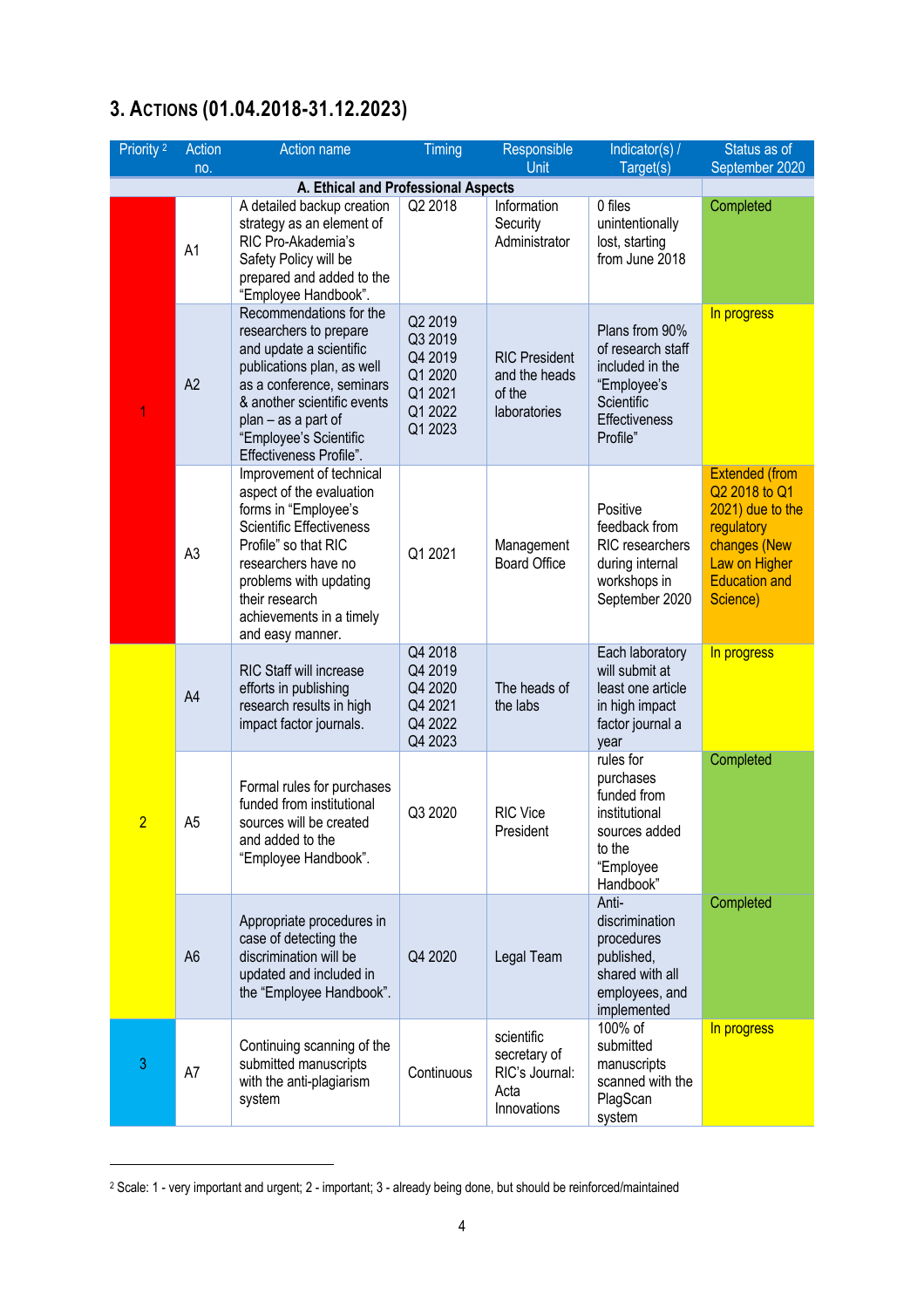## 3. Actions (01.04.2018-31.12.2023)

| Priority [2] | Action no. | Action name | Timing | Responsible Unit | Indicator(s) / Target(s) | Status as of September 2020 |
|---|---|---|---|---|---|---|
| **A. Ethical and Professional Aspects** | | | | | | |
| 1 | A1 | A detailed backup creation strategy as an element of RIC Pro-Akademia's Safety Policy will be prepared and added to the "Employee Handbook". | Q2 2018 | Information Security Administrator | 0 files unintentionally lost, starting from June 2018 | Completed |
| | A2 | Recommendations for the researchers to prepare and update a scientific publications plan, as well as a conference, seminars & another scientific events plan – as a part of "Employee's Scientific Effectiveness Profile". | Q2 2019 Q3 2019 Q4 2019 Q1 2020 Q1 2021 Q1 2022 Q1 2023 | RIC President and the heads of the laboratories | Plans from 90% of research staff included in the "Employee's Scientific Effectiveness Profile" | In progress |
| | A3 | Improvement of technical aspect of the evaluation forms in "Employee's Scientific Effectiveness Profile" so that RIC researchers have no problems with updating their research achievements in a timely and easy manner. | Q1 2021 | Management Board Office | Positive feedback from RIC researchers during internal workshops in September 2020 | Extended (from Q2 2018 to Q1 2021) due to the regulatory changes (New Law on Higher Education and Science) |
| 2 | A4 | RIC Staff will increase efforts in publishing research results in high impact factor journals. | Q4 2018 Q4 2019 Q4 2020 Q4 2021 Q4 2022 Q4 2023 | The heads of the labs | Each laboratory will submit at least one article in high impact factor journal a year | In progress |
| | A5 | Formal rules for purchases funded from institutional sources will be created and added to the "Employee Handbook". | Q3 2020 | RIC Vice President | rules for purchases funded from institutional sources added to the "Employee Handbook" | Completed |
| | A6 | Appropriate procedures in case of detecting the discrimination will be updated and included in the "Employee Handbook". | Q4 2020 | Legal Team | Anti-discrimination procedures published, shared with all employees, and implemented | Completed |
| 3 | A7 | Continuing scanning of the submitted manuscripts with the anti-plagiarism system | Continuous | scientific secretary of RIC's Journal: Acta Innovations | 100% of submitted manuscripts scanned with the PlagScan system | In progress |

[2] Scale: 1 - very important and urgent; 2 - important; 3 - already being done, but should be reinforced/maintained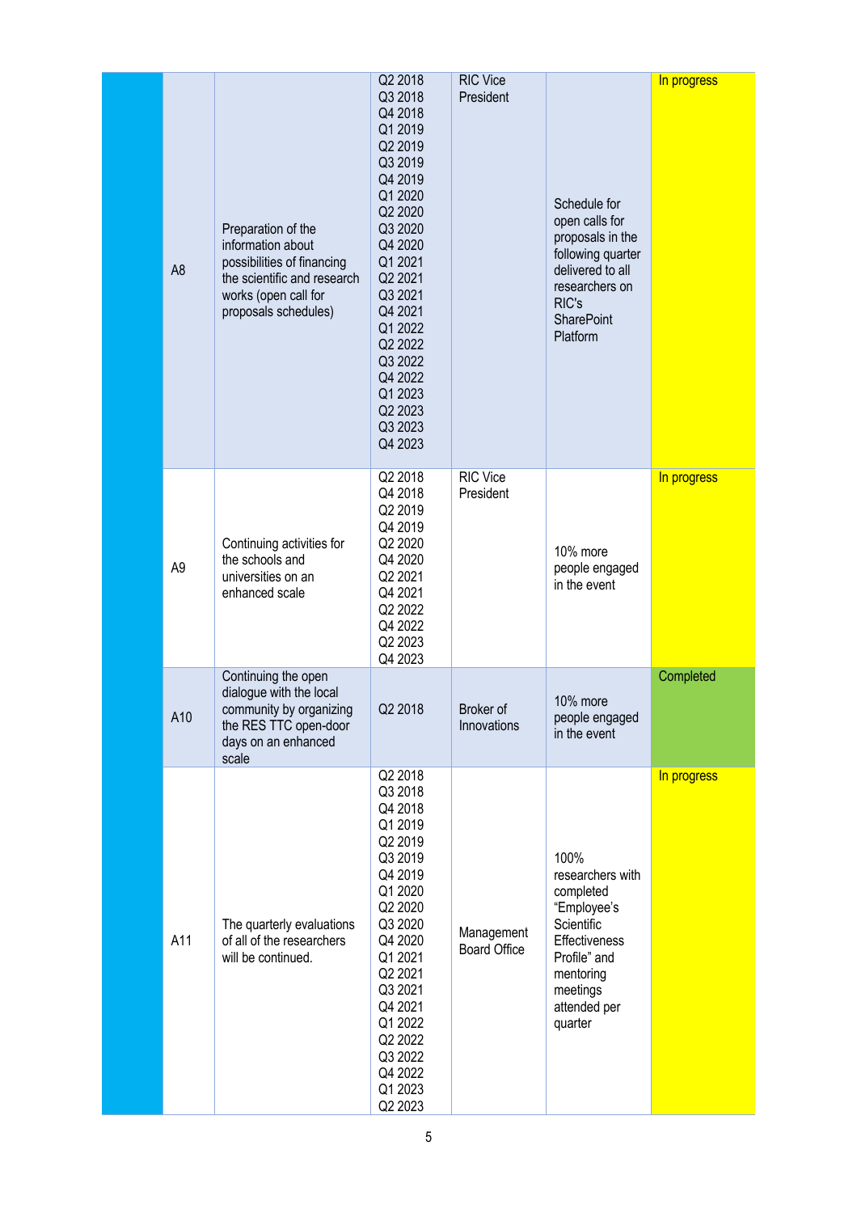| | | | | | | |
|---|---|---|---|---|---|---|
| | A8 | Preparation of the information about possibilities of financing the scientific and research works (open call for proposals schedules) | Q2 2018 Q3 2018 Q4 2018 Q1 2019 Q2 2019 Q3 2019 Q4 2019 Q1 2020 Q2 2020 Q3 2020 Q4 2020 Q1 2021 Q2 2021 Q3 2021 Q4 2021 Q1 2022 Q2 2022 Q3 2022 Q4 2022 Q1 2023 Q2 2023 Q3 2023 Q4 2023 | RIC Vice President | Schedule for open calls for proposals in the following quarter delivered to all researchers on RIC's SharePoint Platform | In progress |
| | A9 | Continuing activities for the schools and universities on an enhanced scale | Q2 2018 Q4 2018 Q2 2019 Q4 2019 Q2 2020 Q4 2020 Q2 2021 Q4 2021 Q2 2022 Q4 2022 Q2 2023 Q4 2023 | RIC Vice President | 10% more people engaged in the event | In progress |
| | A10 | Continuing the open dialogue with the local community by organizing the RES TTC open-door days on an enhanced scale | Q2 2018 | Broker of Innovations | 10% more people engaged in the event | Completed |
| | A11 | The quarterly evaluations of all of the researchers will be continued. | Q2 2018 Q3 2018 Q4 2018 Q1 2019 Q2 2019 Q3 2019 Q4 2019 Q1 2020 Q2 2020 Q3 2020 Q4 2020 Q1 2021 Q2 2021 Q3 2021 Q4 2021 Q1 2022 Q2 2022 Q3 2022 Q4 2022 Q1 2023 Q2 2023 | Management Board Office | 100% researchers with completed "Employee's Scientific Effectiveness Profile" and mentoring meetings attended per quarter | In progress |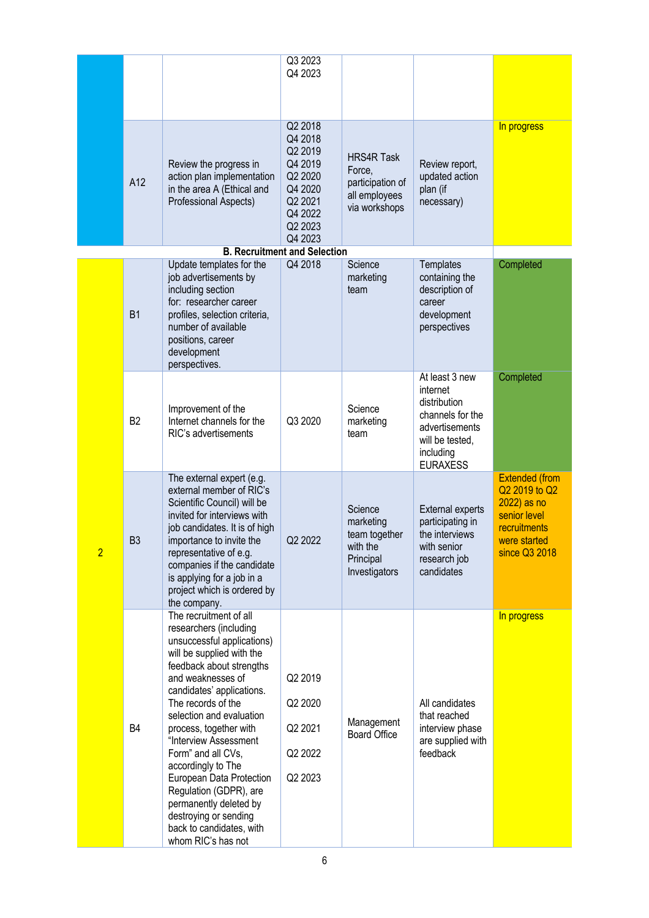| | | | | | | |
|---|---|---|---|---|---|---|
| | | | Q3 2023<br>Q4 2023 | | | |
| | A12 | Review the progress in action plan implementation in the area A (Ethical and Professional Aspects) | Q2 2018<br>Q4 2018<br>Q2 2019<br>Q4 2019<br>Q2 2020<br>Q4 2020<br>Q2 2021<br>Q4 2022<br>Q2 2023<br>Q4 2023 | HRS4R Task Force, participation of all employees via workshops | Review report, updated action plan (if necessary) | In progress |
| | | **B. Recruitment and Selection** | | | | |
| 2 | B1 | Update templates for the job advertisements by including section for: researcher career profiles, selection criteria, number of available positions, career development perspectives. | Q4 2018 | Science marketing team | Templates containing the description of career development perspectives | Completed |
| | B2 | Improvement of the Internet channels for the RIC's advertisements | Q3 2020 | Science marketing team | At least 3 new internet distribution channels for the advertisements will be tested, including EURAXESS | Completed |
| | B3 | The external expert (e.g. external member of RIC's Scientific Council) will be invited for interviews with job candidates. It is of high importance to invite the representative of e.g. companies if the candidate is applying for a job in a project which is ordered by the company. | Q2 2022 | Science marketing team together with the Principal Investigators | External experts participating in the interviews with senior research job candidates | Extended (from Q2 2019 to Q2 2022) as no senior level recruitments were started since Q3 2018 |
| | B4 | The recruitment of all researchers (including unsuccessful applications) will be supplied with the feedback about strengths and weaknesses of candidates' applications. The records of the selection and evaluation process, together with "Interview Assessment Form" and all CVs, accordingly to The European Data Protection Regulation (GDPR), are permanently deleted by destroying or sending back to candidates, with whom RIC's has not | Q2 2019<br>Q2 2020<br>Q2 2021<br>Q2 2022<br>Q2 2023 | Management Board Office | All candidates that reached interview phase are supplied with feedback | In progress |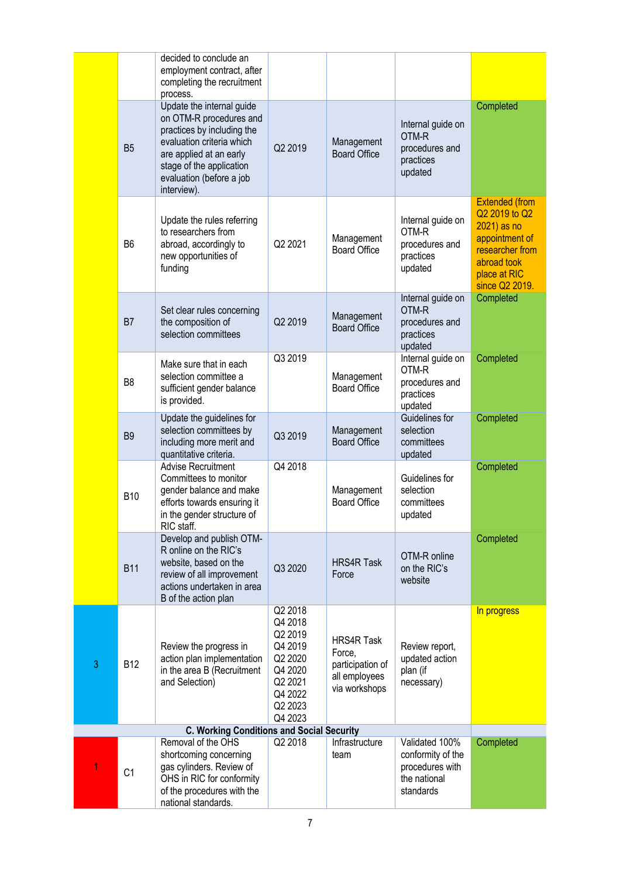| | | | | | | |
|---|---|---|---|---|---|---|
| | | decided to conclude an employment contract, after completing the recruitment process. | | | | |
| | B5 | Update the internal guide on OTM-R procedures and practices by including the evaluation criteria which are applied at an early stage of the application evaluation (before a job interview). | Q2 2019 | Management Board Office | Internal guide on OTM-R procedures and practices updated | Completed |
| | B6 | Update the rules referring to researchers from abroad, accordingly to new opportunities of funding | Q2 2021 | Management Board Office | Internal guide on OTM-R procedures and practices updated | Extended (from Q2 2019 to Q2 2021) as no appointment of researcher from abroad took place at RIC since Q2 2019. |
| | B7 | Set clear rules concerning the composition of selection committees | Q2 2019 | Management Board Office | Internal guide on OTM-R procedures and practices updated | Completed |
| | B8 | Make sure that in each selection committee a sufficient gender balance is provided. | Q3 2019 | Management Board Office | Internal guide on OTM-R procedures and practices updated | Completed |
| | B9 | Update the guidelines for selection committees by including more merit and quantitative criteria. | Q3 2019 | Management Board Office | Guidelines for selection committees updated | Completed |
| | B10 | Advise Recruitment Committees to monitor gender balance and make efforts towards ensuring it in the gender structure of RIC staff. | Q4 2018 | Management Board Office | Guidelines for selection committees updated | Completed |
| | B11 | Develop and publish OTM-R online on the RIC's website, based on the review of all improvement actions undertaken in area B of the action plan | Q3 2020 | HRS4R Task Force | OTM-R online on the RIC's website | Completed |
| 3 | B12 | Review the progress in action plan implementation in the area B (Recruitment and Selection) | Q2 2018<br>Q4 2018<br>Q2 2019<br>Q4 2019<br>Q2 2020<br>Q4 2020<br>Q2 2021<br>Q4 2022<br>Q2 2023<br>Q4 2023 | HRS4R Task Force, participation of all employees via workshops | Review report, updated action plan (if necessary) | In progress |
| **C. Working Conditions and Social Security** | | | | | | |
| 1 | C1 | Removal of the OHS shortcoming concerning gas cylinders. Review of OHS in RIC for conformity of the procedures with the national standards. | Q2 2018 | Infrastructure team | Validated 100% conformity of the procedures with the national standards | Completed |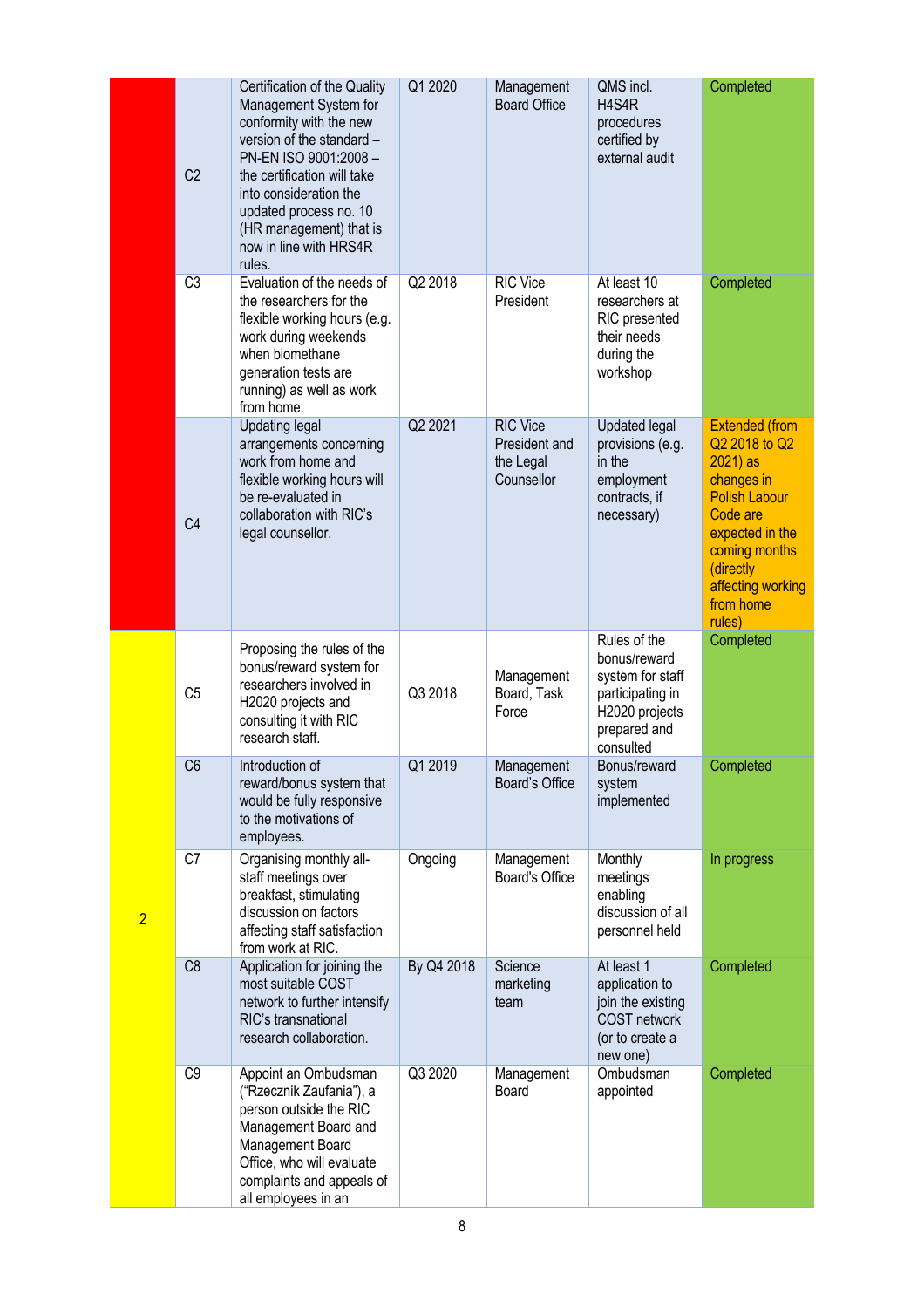| | | | | | | |
|---|---|---|---|---|---|---|
| | C2 | Certification of the Quality Management System for conformity with the new version of the standard – PN-EN ISO 9001:2008 – the certification will take into consideration the updated process no. 10 (HR management) that is now in line with HRS4R rules. | Q1 2020 | Management Board Office | QMS incl. H4S4R procedures certified by external audit | Completed |
| | C3 | Evaluation of the needs of the researchers for the flexible working hours (e.g. work during weekends when biomethane generation tests are running) as well as work from home. | Q2 2018 | RIC Vice President | At least 10 researchers at RIC presented their needs during the workshop | Completed |
| | C4 | Updating legal arrangements concerning work from home and flexible working hours will be re-evaluated in collaboration with RIC's legal counsellor. | Q2 2021 | RIC Vice President and the Legal Counsellor | Updated legal provisions (e.g. in the employment contracts, if necessary) | Extended (from Q2 2018 to Q2 2021) as changes in Polish Labour Code are expected in the coming months (directly affecting working from home rules) |
| 2 | C5 | Proposing the rules of the bonus/reward system for researchers involved in H2020 projects and consulting it with RIC research staff. | Q3 2018 | Management Board, Task Force | Rules of the bonus/reward system for staff participating in H2020 projects prepared and consulted | Completed |
| | C6 | Introduction of reward/bonus system that would be fully responsive to the motivations of employees. | Q1 2019 | Management Board's Office | Bonus/reward system implemented | Completed |
| | C7 | Organising monthly all-staff meetings over breakfast, stimulating discussion on factors affecting staff satisfaction from work at RIC. | Ongoing | Management Board's Office | Monthly meetings enabling discussion of all personnel held | In progress |
| | C8 | Application for joining the most suitable COST network to further intensify RIC's transnational research collaboration. | By Q4 2018 | Science marketing team | At least 1 application to join the existing COST network (or to create a new one) | Completed |
| | C9 | Appoint an Ombudsman ("Rzecznik Zaufania"), a person outside the RIC Management Board and Management Board Office, who will evaluate complaints and appeals of all employees in an | Q3 2020 | Management Board | Ombudsman appointed | Completed |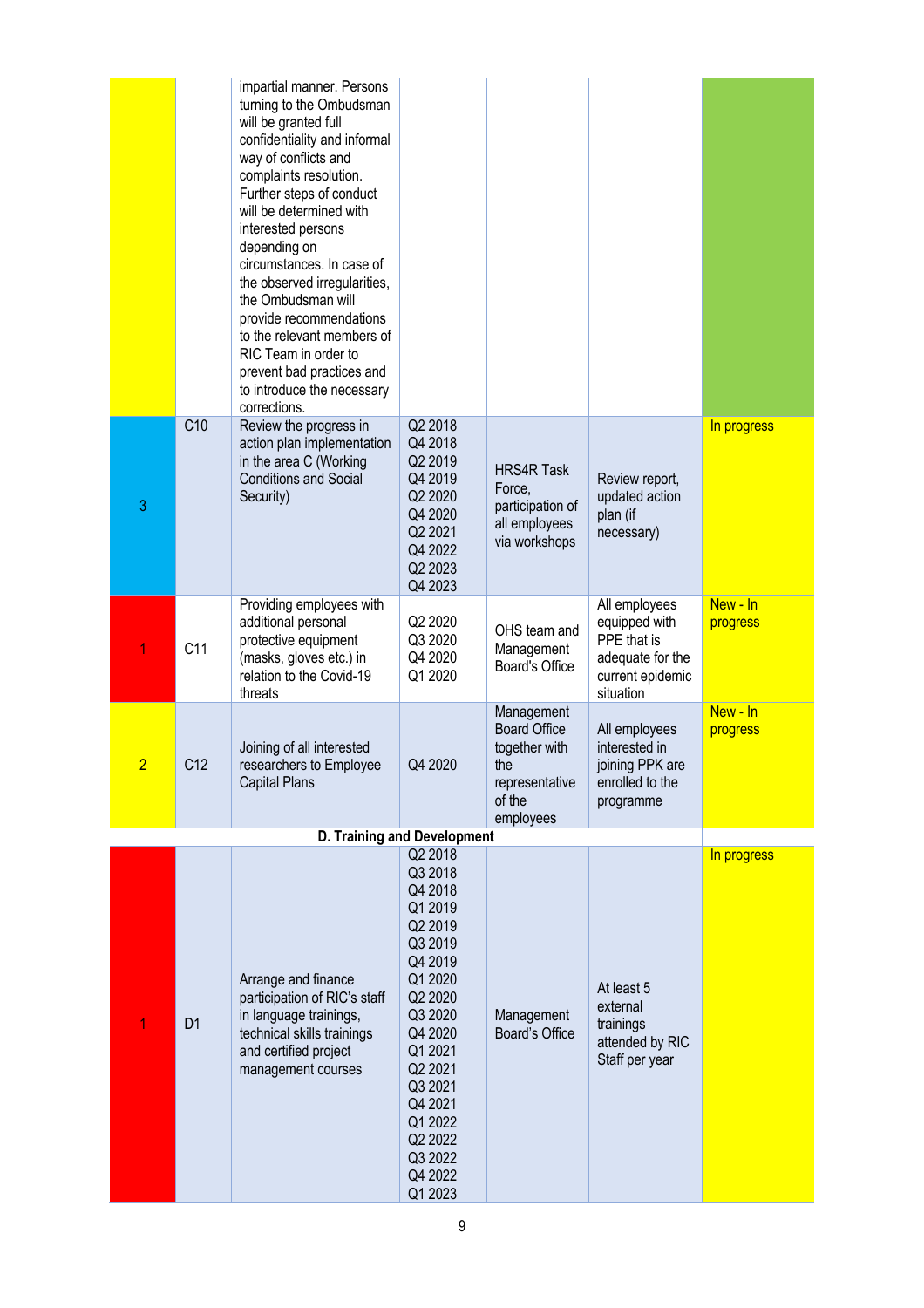| | | | | | | |
|---|---|---|---|---|---|---|
| | | impartial manner. Persons turning to the Ombudsman will be granted full confidentiality and informal way of conflicts and complaints resolution. Further steps of conduct will be determined with interested persons depending on circumstances. In case of the observed irregularities, the Ombudsman will provide recommendations to the relevant members of RIC Team in order to prevent bad practices and to introduce the necessary corrections. | | | | |
| 3 | C10 | Review the progress in action plan implementation in the area C (Working Conditions and Social Security) | Q2 2018 Q4 2018 Q2 2019 Q4 2019 Q2 2020 Q4 2020 Q2 2021 Q4 2022 Q2 2023 Q4 2023 | HRS4R Task Force, participation of all employees via workshops | Review report, updated action plan (if necessary) | In progress |
| 1 | C11 | Providing employees with additional personal protective equipment (masks, gloves etc.) in relation to the Covid-19 threats | Q2 2020 Q3 2020 Q4 2020 Q1 2020 | OHS team and Management Board's Office | All employees equipped with PPE that is adequate for the current epidemic situation | New - In progress |
| 2 | C12 | Joining of all interested researchers to Employee Capital Plans | Q4 2020 | Management Board Office together with the representative of the employees | All employees interested in joining PPK are enrolled to the programme | New - In progress |
| | | **D. Training and Development** | | | | |
| 1 | D1 | Arrange and finance participation of RIC's staff in language trainings, technical skills trainings and certified project management courses | Q2 2018 Q3 2018 Q4 2018 Q1 2019 Q2 2019 Q3 2019 Q4 2019 Q1 2020 Q2 2020 Q3 2020 Q4 2020 Q1 2021 Q2 2021 Q3 2021 Q4 2021 Q1 2022 Q2 2022 Q3 2022 Q4 2022 Q1 2023 | Management Board's Office | At least 5 external trainings attended by RIC Staff per year | In progress |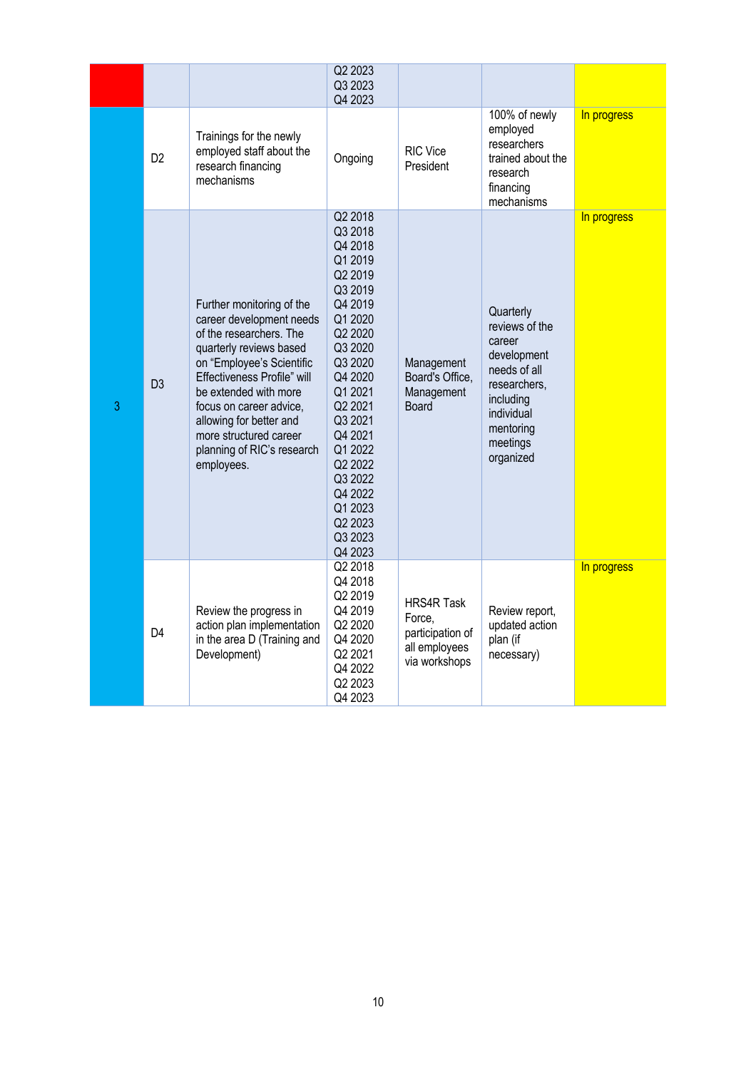|  |  |  | Q2 2023<br>Q3 2023<br>Q4 2023 |  |  |  |
| --- | --- | --- | --- | --- | --- | --- |
| 3 | D2 | Trainings for the newly employed staff about the research financing mechanisms | Ongoing | RIC Vice President | 100% of newly employed researchers trained about the research financing mechanisms | In progress |
|  | D3 | Further monitoring of the career development needs of the researchers. The quarterly reviews based on "Employee's Scientific Effectiveness Profile" will be extended with more focus on career advice, allowing for better and more structured career planning of RIC's research employees. | Q2 2018<br>Q3 2018<br>Q4 2018<br>Q1 2019<br>Q2 2019<br>Q3 2019<br>Q4 2019<br>Q1 2020<br>Q2 2020<br>Q3 2020<br>Q3 2020<br>Q4 2020<br>Q1 2021<br>Q2 2021<br>Q3 2021<br>Q4 2021<br>Q1 2022<br>Q2 2022<br>Q3 2022<br>Q4 2022<br>Q1 2023<br>Q2 2023<br>Q3 2023<br>Q4 2023 | Management Board's Office, Management Board | Quarterly reviews of the career development needs of all researchers, including individual mentoring meetings organized | In progress |
|  | D4 | Review the progress in action plan implementation in the area D (Training and Development) | Q2 2018<br>Q4 2018<br>Q2 2019<br>Q4 2019<br>Q2 2020<br>Q4 2020<br>Q2 2021<br>Q4 2022<br>Q2 2023<br>Q4 2023 | HRS4R Task Force, participation of all employees via workshops | Review report, updated action plan (if necessary) | In progress |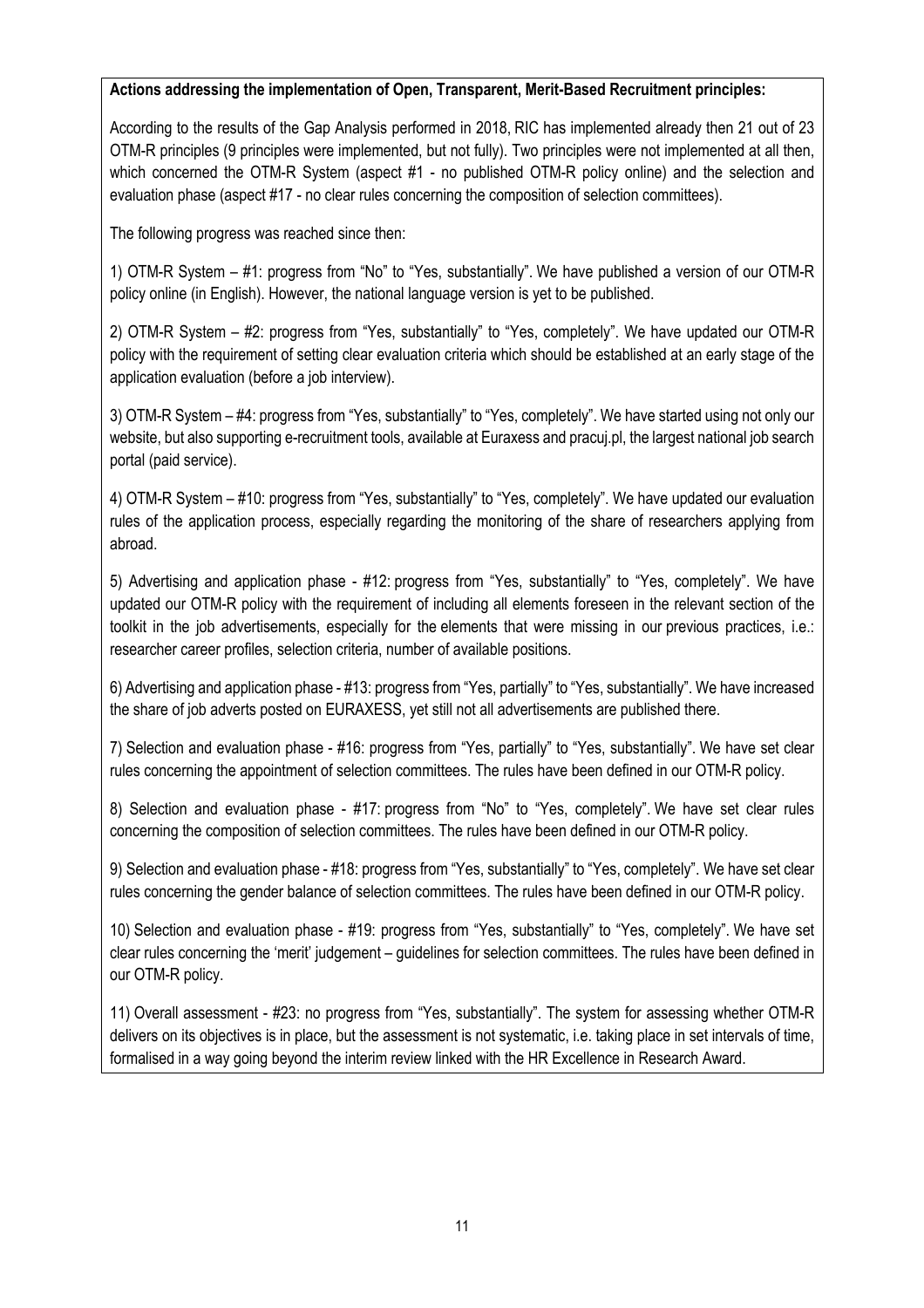**Actions addressing the implementation of Open, Transparent, Merit-Based Recruitment principles:**

According to the results of the Gap Analysis performed in 2018, RIC has implemented already then 21 out of 23 OTM-R principles (9 principles were implemented, but not fully). Two principles were not implemented at all then, which concerned the OTM-R System (aspect #1 - no published OTM-R policy online) and the selection and evaluation phase (aspect #17 - no clear rules concerning the composition of selection committees).

The following progress was reached since then:

1) OTM-R System – #1: progress from "No" to "Yes, substantially". We have published a version of our OTM-R policy online (in English). However, the national language version is yet to be published.

2) OTM-R System – #2: progress from "Yes, substantially" to "Yes, completely". We have updated our OTM-R policy with the requirement of setting clear evaluation criteria which should be established at an early stage of the application evaluation (before a job interview).

3) OTM-R System – #4: progress from "Yes, substantially" to "Yes, completely". We have started using not only our website, but also supporting e-recruitment tools, available at Euraxess and pracuj.pl, the largest national job search portal (paid service).

4) OTM-R System – #10: progress from "Yes, substantially" to "Yes, completely". We have updated our evaluation rules of the application process, especially regarding the monitoring of the share of researchers applying from abroad.

5) Advertising and application phase - #12: progress from "Yes, substantially" to "Yes, completely". We have updated our OTM-R policy with the requirement of including all elements foreseen in the relevant section of the toolkit in the job advertisements, especially for the elements that were missing in our previous practices, i.e.: researcher career profiles, selection criteria, number of available positions.

6) Advertising and application phase - #13: progress from "Yes, partially" to "Yes, substantially". We have increased the share of job adverts posted on EURAXESS, yet still not all advertisements are published there.

7) Selection and evaluation phase - #16: progress from "Yes, partially" to "Yes, substantially". We have set clear rules concerning the appointment of selection committees. The rules have been defined in our OTM-R policy.

8) Selection and evaluation phase - #17: progress from "No" to "Yes, completely". We have set clear rules concerning the composition of selection committees. The rules have been defined in our OTM-R policy.

9) Selection and evaluation phase - #18: progress from "Yes, substantially" to "Yes, completely". We have set clear rules concerning the gender balance of selection committees. The rules have been defined in our OTM-R policy.

10) Selection and evaluation phase - #19: progress from "Yes, substantially" to "Yes, completely". We have set clear rules concerning the 'merit' judgement – guidelines for selection committees. The rules have been defined in our OTM-R policy.

11) Overall assessment - #23: no progress from "Yes, substantially". The system for assessing whether OTM-R delivers on its objectives is in place, but the assessment is not systematic, i.e. taking place in set intervals of time, formalised in a way going beyond the interim review linked with the HR Excellence in Research Award.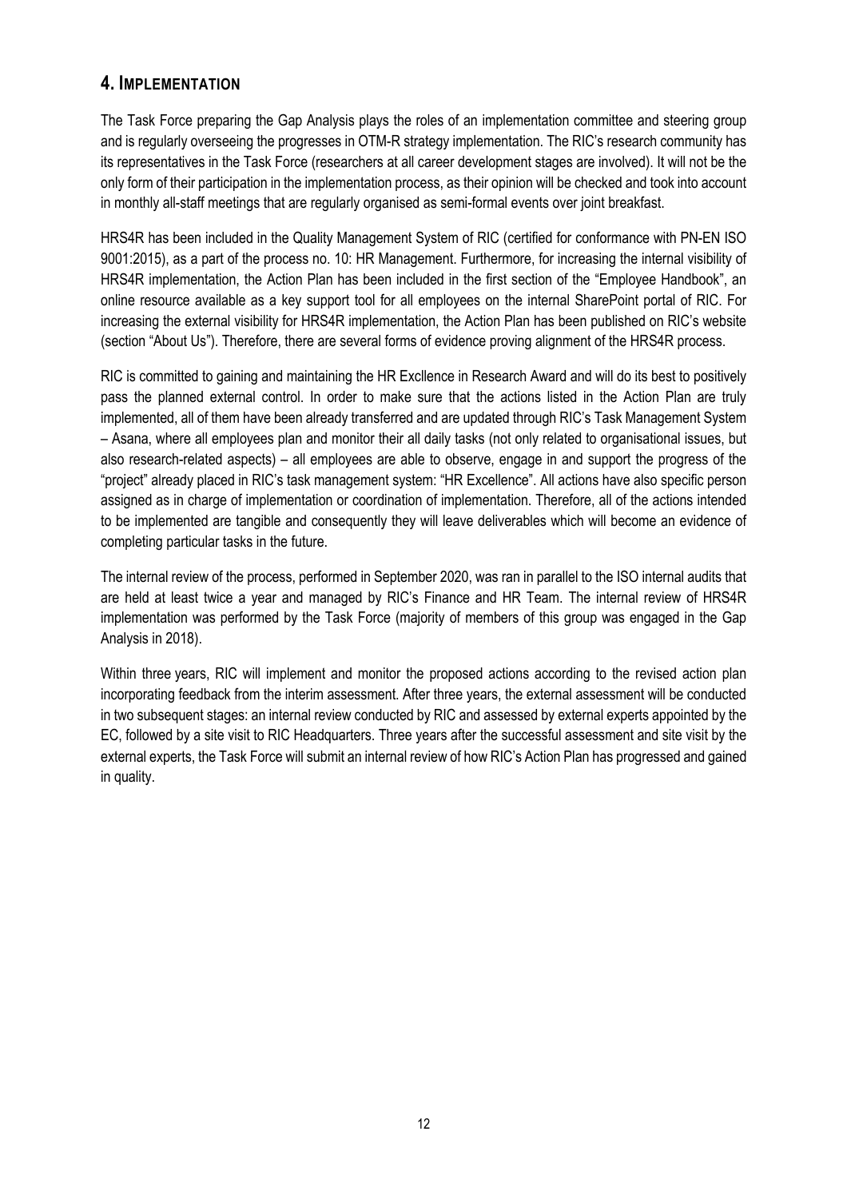## 4. IMPLEMENTATION

The Task Force preparing the Gap Analysis plays the roles of an implementation committee and steering group and is regularly overseeing the progresses in OTM-R strategy implementation. The RIC's research community has its representatives in the Task Force (researchers at all career development stages are involved). It will not be the only form of their participation in the implementation process, as their opinion will be checked and took into account in monthly all-staff meetings that are regularly organised as semi-formal events over joint breakfast.

HRS4R has been included in the Quality Management System of RIC (certified for conformance with PN-EN ISO 9001:2015), as a part of the process no. 10: HR Management. Furthermore, for increasing the internal visibility of HRS4R implementation, the Action Plan has been included in the first section of the "Employee Handbook", an online resource available as a key support tool for all employees on the internal SharePoint portal of RIC. For increasing the external visibility for HRS4R implementation, the Action Plan has been published on RIC's website (section "About Us"). Therefore, there are several forms of evidence proving alignment of the HRS4R process.

RIC is committed to gaining and maintaining the HR Excllence in Research Award and will do its best to positively pass the planned external control. In order to make sure that the actions listed in the Action Plan are truly implemented, all of them have been already transferred and are updated through RIC's Task Management System – Asana, where all employees plan and monitor their all daily tasks (not only related to organisational issues, but also research-related aspects) – all employees are able to observe, engage in and support the progress of the "project" already placed in RIC's task management system: "HR Excellence". All actions have also specific person assigned as in charge of implementation or coordination of implementation. Therefore, all of the actions intended to be implemented are tangible and consequently they will leave deliverables which will become an evidence of completing particular tasks in the future.

The internal review of the process, performed in September 2020, was ran in parallel to the ISO internal audits that are held at least twice a year and managed by RIC's Finance and HR Team. The internal review of HRS4R implementation was performed by the Task Force (majority of members of this group was engaged in the Gap Analysis in 2018).

Within three years, RIC will implement and monitor the proposed actions according to the revised action plan incorporating feedback from the interim assessment. After three years, the external assessment will be conducted in two subsequent stages: an internal review conducted by RIC and assessed by external experts appointed by the EC, followed by a site visit to RIC Headquarters. Three years after the successful assessment and site visit by the external experts, the Task Force will submit an internal review of how RIC's Action Plan has progressed and gained in quality.